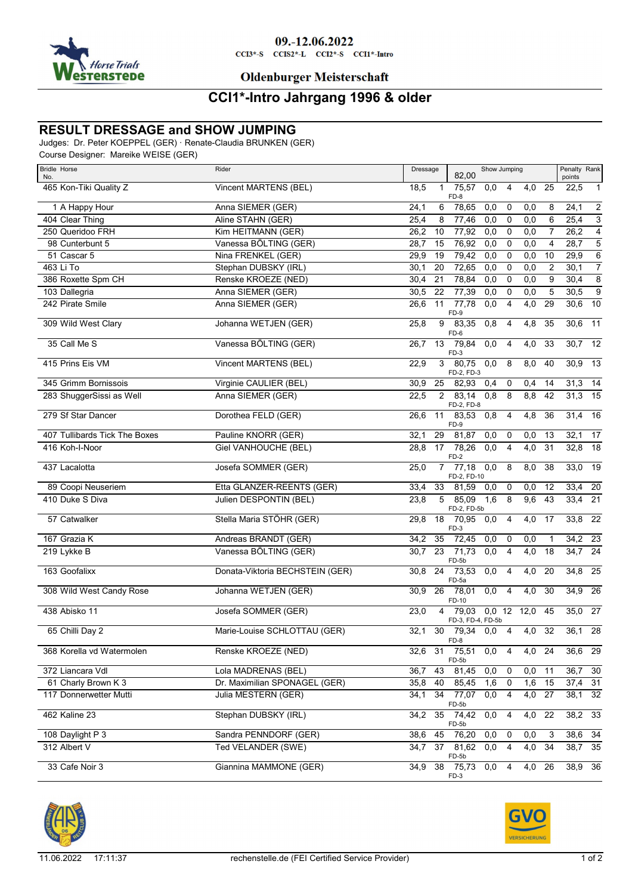09.-12.06.2022

CCI3*-S CCIS2*-L CCI2*-S CCI1*-Intro

Oldenburger Meisterschaft

# CCI1*-Intro Jahrgang 1996 & older

## RESULT DRESSAGE and SHOW JUMPING

Judges: Dr. Peter KOEPPEL (GER) · Renate-Claudia BRUNKEN (GER)

Course Designer: Mareike WEISE (GER)

| Bridle No. | Horse | Rider | Dressage | | Show Jumping 82,00 | | | | | Penalty points | Rank |
|---|---|---|---|---|---|---|---|---|---|---|---|
| 465 | Kon-Tiki Quality Z | Vincent MARTENS (BEL) | 18,5 | 1 | 75,57 FD-8 | 0,0 | 4 | 4,0 | 25 | 22,5 | 1 |
| 1 | A Happy Hour | Anna SIEMER (GER) | 24,1 | 6 | 78,65 | 0,0 | 0 | 0,0 | 8 | 24,1 | 2 |
| 404 | Clear Thing | Aline STAHN (GER) | 25,4 | 8 | 77,46 | 0,0 | 0 | 0,0 | 6 | 25,4 | 3 |
| 250 | Queridoo FRH | Kim HEITMANN (GER) | 26,2 | 10 | 77,92 | 0,0 | 0 | 0,0 | 7 | 26,2 | 4 |
| 98 | Cunterbunt 5 | Vanessa BÖLTING (GER) | 28,7 | 15 | 76,92 | 0,0 | 0 | 0,0 | 4 | 28,7 | 5 |
| 51 | Cascar 5 | Nina FRENKEL (GER) | 29,9 | 19 | 79,42 | 0,0 | 0 | 0,0 | 10 | 29,9 | 6 |
| 463 | Li To | Stephan DUBSKY (IRL) | 30,1 | 20 | 72,65 | 0,0 | 0 | 0,0 | 2 | 30,1 | 7 |
| 386 | Roxette Spm CH | Renske KROEZE (NED) | 30,4 | 21 | 78,84 | 0,0 | 0 | 0,0 | 9 | 30,4 | 8 |
| 103 | Dallegria | Anna SIEMER (GER) | 30,5 | 22 | 77,39 | 0,0 | 0 | 0,0 | 5 | 30,5 | 9 |
| 242 | Pirate Smile | Anna SIEMER (GER) | 26,6 | 11 | 77,78 FD-9 | 0,0 | 4 | 4,0 | 29 | 30,6 | 10 |
| 309 | Wild West Clary | Johanna WETJEN (GER) | 25,8 | 9 | 83,35 FD-6 | 0,8 | 4 | 4,8 | 35 | 30,6 | 11 |
| 35 | Call Me S | Vanessa BÖLTING (GER) | 26,7 | 13 | 79,84 FD-3 | 0,0 | 4 | 4,0 | 33 | 30,7 | 12 |
| 415 | Prins Eis VM | Vincent MARTENS (BEL) | 22,9 | 3 | 80,75 FD-2, FD-3 | 0,0 | 8 | 8,0 | 40 | 30,9 | 13 |
| 345 | Grimm Bornissois | Virginie CAULIER (BEL) | 30,9 | 25 | 82,93 | 0,4 | 0 | 0,4 | 14 | 31,3 | 14 |
| 283 | ShuggerSissi as Well | Anna SIEMER (GER) | 22,5 | 2 | 83,14 FD-2, FD-8 | 0,8 | 8 | 8,8 | 42 | 31,3 | 15 |
| 279 | Sf Star Dancer | Dorothea FELD (GER) | 26,6 | 11 | 83,53 FD-9 | 0,8 | 4 | 4,8 | 36 | 31,4 | 16 |
| 407 | Tullibards Tick The Boxes | Pauline KNORR (GER) | 32,1 | 29 | 81,87 | 0,0 | 0 | 0,0 | 13 | 32,1 | 17 |
| 416 | Koh-I-Noor | Giel VANHOUCHE (BEL) | 28,8 | 17 | 78,26 FD-2 | 0,0 | 4 | 4,0 | 31 | 32,8 | 18 |
| 437 | Lacalotta | Josefa SOMMER (GER) | 25,0 | 7 | 77,18 FD-2, FD-10 | 0,0 | 8 | 8,0 | 38 | 33,0 | 19 |
| 89 | Coopi Neuseriem | Etta GLANZER-REENTS (GER) | 33,4 | 33 | 81,59 | 0,0 | 0 | 0,0 | 12 | 33,4 | 20 |
| 410 | Duke S Diva | Julien DESPONTIN (BEL) | 23,8 | 5 | 85,09 FD-2, FD-5b | 1,6 | 8 | 9,6 | 43 | 33,4 | 21 |
| 57 | Catwalker | Stella Maria STÖHR (GER) | 29,8 | 18 | 70,95 FD-3 | 0,0 | 4 | 4,0 | 17 | 33,8 | 22 |
| 167 | Grazia K | Andreas BRANDT (GER) | 34,2 | 35 | 72,45 | 0,0 | 0 | 0,0 | 1 | 34,2 | 23 |
| 219 | Lykke B | Vanessa BÖLTING (GER) | 30,7 | 23 | 71,73 FD-5b | 0,0 | 4 | 4,0 | 18 | 34,7 | 24 |
| 163 | Goofalixx | Donata-Viktoria BECHSTEIN (GER) | 30,8 | 24 | 73,53 FD-5a | 0,0 | 4 | 4,0 | 20 | 34,8 | 25 |
| 308 | Wild West Candy Rose | Johanna WETJEN (GER) | 30,9 | 26 | 78,01 FD-10 | 0,0 | 4 | 4,0 | 30 | 34,9 | 26 |
| 438 | Abisko 11 | Josefa SOMMER (GER) | 23,0 | 4 | 79,03 FD-3, FD-4, FD-5b | 0,0 | 12 | 12,0 | 45 | 35,0 | 27 |
| 65 | Chilli Day 2 | Marie-Louise SCHLOTTAU (GER) | 32,1 | 30 | 79,34 FD-8 | 0,0 | 4 | 4,0 | 32 | 36,1 | 28 |
| 368 | Korella vd Watermolen | Renske KROEZE (NED) | 32,6 | 31 | 75,51 FD-5b | 0,0 | 4 | 4,0 | 24 | 36,6 | 29 |
| 372 | Liancara Vdl | Lola MADRENAS (BEL) | 36,7 | 43 | 81,45 | 0,0 | 0 | 0,0 | 11 | 36,7 | 30 |
| 61 | Charly Brown K 3 | Dr. Maximilian SPONAGEL (GER) | 35,8 | 40 | 85,45 | 1,6 | 0 | 1,6 | 15 | 37,4 | 31 |
| 117 | Donnerwetter Mutti | Julia MESTERN (GER) | 34,1 | 34 | 77,07 FD-5b | 0,0 | 4 | 4,0 | 27 | 38,1 | 32 |
| 462 | Kaline 23 | Stephan DUBSKY (IRL) | 34,2 | 35 | 74,42 FD-5b | 0,0 | 4 | 4,0 | 22 | 38,2 | 33 |
| 108 | Daylight P 3 | Sandra PENNDORF (GER) | 38,6 | 45 | 76,20 | 0,0 | 0 | 0,0 | 3 | 38,6 | 34 |
| 312 | Albert V | Ted VELANDER (SWE) | 34,7 | 37 | 81,62 FD-5b | 0,0 | 4 | 4,0 | 34 | 38,7 | 35 |
| 33 | Cafe Noir 3 | Giannina MAMMONE (GER) | 34,9 | 38 | 75,73 FD-3 | 0,0 | 4 | 4,0 | 26 | 38,9 | 36 |

11.06.2022 17:11:37 rechenstelle.de (FEI Certified Service Provider)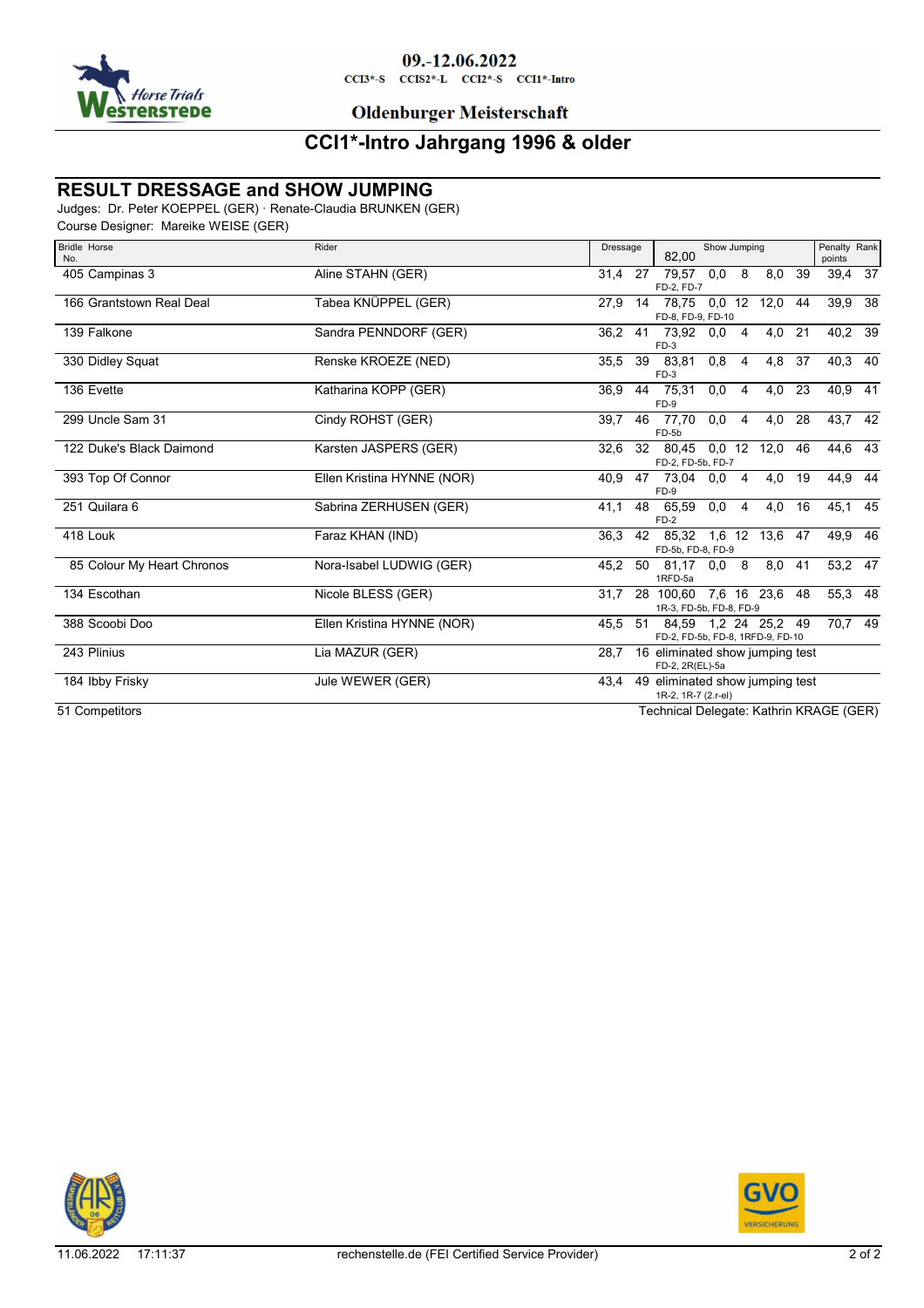09.-12.06.2022

CCI3*-S CCIS2*-L CCI2*-S CCI1*-Intro

Oldenburger Meisterschaft

# CCI1*-Intro Jahrgang 1996 & older

## RESULT DRESSAGE and SHOW JUMPING

Judges: Dr. Peter KOEPPEL (GER) · Renate-Claudia BRUNKEN (GER)

Course Designer: Mareike WEISE (GER)

| Bridle No. | Horse | Rider | Dressage | | Show Jumping 82,00 | | | | | Penalty points | Rank |
|---|---|---|---|---|---|---|---|---|---|---|---|
| 405 | Campinas 3 | Aline STAHN (GER) | 31,4 | 27 | 79,57<br>FD-2, FD-7 | 0,0 | 8 | 8,0 | 39 | 39,4 | 37 |
| 166 | Grantstown Real Deal | Tabea KNÜPPEL (GER) | 27,9 | 14 | 78,75<br>FD-8, FD-9, FD-10 | 0,0 | 12 | 12,0 | 44 | 39,9 | 38 |
| 139 | Falkone | Sandra PENNDORF (GER) | 36,2 | 41 | 73,92<br>FD-3 | 0,0 | 4 | 4,0 | 21 | 40,2 | 39 |
| 330 | Didley Squat | Renske KROEZE (NED) | 35,5 | 39 | 83,81<br>FD-3 | 0,8 | 4 | 4,8 | 37 | 40,3 | 40 |
| 136 | Evette | Katharina KOPP (GER) | 36,9 | 44 | 75,31<br>FD-9 | 0,0 | 4 | 4,0 | 23 | 40,9 | 41 |
| 299 | Uncle Sam 31 | Cindy ROHST (GER) | 39,7 | 46 | 77,70<br>FD-5b | 0,0 | 4 | 4,0 | 28 | 43,7 | 42 |
| 122 | Duke's Black Daimond | Karsten JASPERS (GER) | 32,6 | 32 | 80,45<br>FD-2, FD-5b, FD-7 | 0,0 | 12 | 12,0 | 46 | 44,6 | 43 |
| 393 | Top Of Connor | Ellen Kristina HYNNE (NOR) | 40,9 | 47 | 73,04<br>FD-9 | 0,0 | 4 | 4,0 | 19 | 44,9 | 44 |
| 251 | Quilara 6 | Sabrina ZERHUSEN (GER) | 41,1 | 48 | 65,59<br>FD-2 | 0,0 | 4 | 4,0 | 16 | 45,1 | 45 |
| 418 | Louk | Faraz KHAN (IND) | 36,3 | 42 | 85,32<br>FD-5b, FD-8, FD-9 | 1,6 | 12 | 13,6 | 47 | 49,9 | 46 |
| 85 | Colour My Heart Chronos | Nora-Isabel LUDWIG (GER) | 45,2 | 50 | 81,17<br>1RFD-5a | 0,0 | 8 | 8,0 | 41 | 53,2 | 47 |
| 134 | Escothan | Nicole BLESS (GER) | 31,7 | 28 | 100,60<br>1R-3, FD-5b, FD-8, FD-9 | 7,6 | 16 | 23,6 | 48 | 55,3 | 48 |
| 388 | Scoobi Doo | Ellen Kristina HYNNE (NOR) | 45,5 | 51 | 84,59<br>FD-2, FD-5b, FD-8, 1RFD-9, FD-10 | 1,2 | 24 | 25,2 | 49 | 70,7 | 49 |
| 243 | Plinius | Lia MAZUR (GER) | 28,7 | 16 | eliminated show jumping test<br>FD-2, 2R(EL)-5a | | | | | | |
| 184 | Ibby Frisky | Jule WEWER (GER) | 43,4 | 49 | eliminated show jumping test<br>1R-2, 1R-7 (2.r-el) | | | | | | |

51 Competitors

Technical Delegate: Kathrin KRAGE (GER)

11.06.2022 17:11:37 rechenstelle.de (FEI Certified Service Provider)